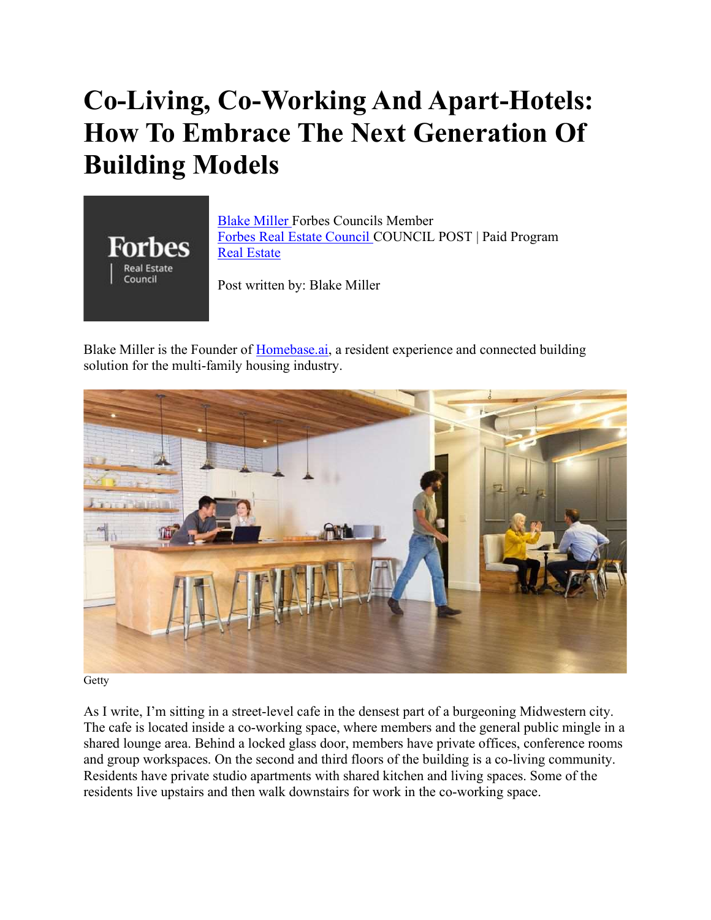# Co-Living, Co-Working And Apart-Hotels: How To Embrace The Next Generation Of Building Models

Blake Miller Forbes Councils Member
Forbes Real Estate Council COUNCIL POST | Paid Program
Real Estate

Post written by: Blake Miller

Blake Miller is the Founder of Homebase.ai, a resident experience and connected building solution for the multi-family housing industry.

Getty

As I write, I'm sitting in a street-level cafe in the densest part of a burgeoning Midwestern city. The cafe is located inside a co-working space, where members and the general public mingle in a shared lounge area. Behind a locked glass door, members have private offices, conference rooms and group workspaces. On the second and third floors of the building is a co-living community. Residents have private studio apartments with shared kitchen and living spaces. Some of the residents live upstairs and then walk downstairs for work in the co-working space.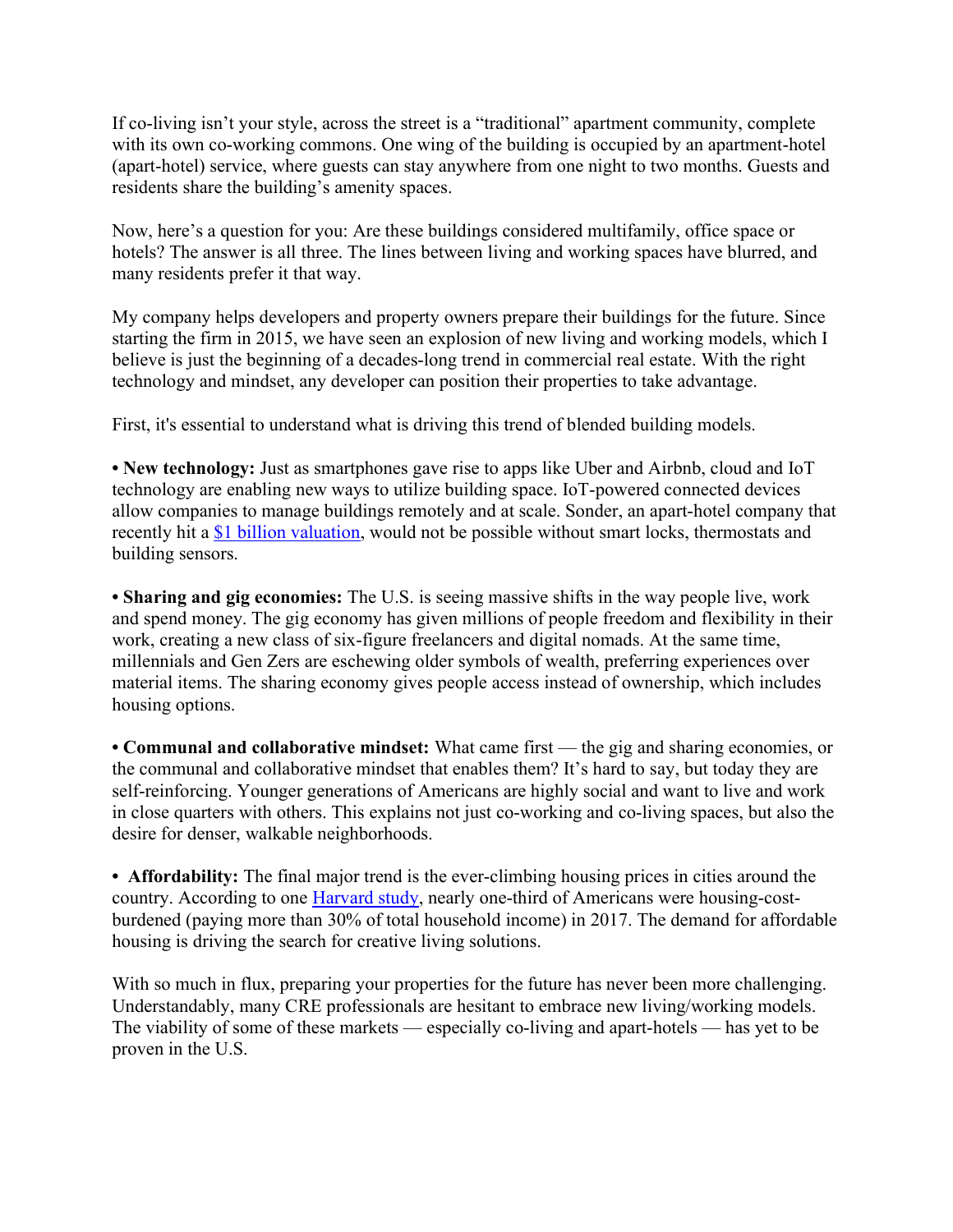If co-living isn't your style, across the street is a "traditional" apartment community, complete with its own co-working commons. One wing of the building is occupied by an apartment-hotel (apart-hotel) service, where guests can stay anywhere from one night to two months. Guests and residents share the building's amenity spaces.

Now, here's a question for you: Are these buildings considered multifamily, office space or hotels? The answer is all three. The lines between living and working spaces have blurred, and many residents prefer it that way.

My company helps developers and property owners prepare their buildings for the future. Since starting the firm in 2015, we have seen an explosion of new living and working models, which I believe is just the beginning of a decades-long trend in commercial real estate. With the right technology and mindset, any developer can position their properties to take advantage.

First, it's essential to understand what is driving this trend of blended building models.

• **New technology:** Just as smartphones gave rise to apps like Uber and Airbnb, cloud and IoT technology are enabling new ways to utilize building space. IoT-powered connected devices allow companies to manage buildings remotely and at scale. Sonder, an apart-hotel company that recently hit a [$1 billion valuation](), would not be possible without smart locks, thermostats and building sensors.

• **Sharing and gig economies:** The U.S. is seeing massive shifts in the way people live, work and spend money. The gig economy has given millions of people freedom and flexibility in their work, creating a new class of six-figure freelancers and digital nomads. At the same time, millennials and Gen Zers are eschewing older symbols of wealth, preferring experiences over material items. The sharing economy gives people access instead of ownership, which includes housing options.

• **Communal and collaborative mindset:** What came first — the gig and sharing economies, or the communal and collaborative mindset that enables them? It's hard to say, but today they are self-reinforcing. Younger generations of Americans are highly social and want to live and work in close quarters with others. This explains not just co-working and co-living spaces, but also the desire for denser, walkable neighborhoods.

• **Affordability:** The final major trend is the ever-climbing housing prices in cities around the country. According to one [Harvard study](), nearly one-third of Americans were housing-cost-burdened (paying more than 30% of total household income) in 2017. The demand for affordable housing is driving the search for creative living solutions.

With so much in flux, preparing your properties for the future has never been more challenging. Understandably, many CRE professionals are hesitant to embrace new living/working models. The viability of some of these markets — especially co-living and apart-hotels — has yet to be proven in the U.S.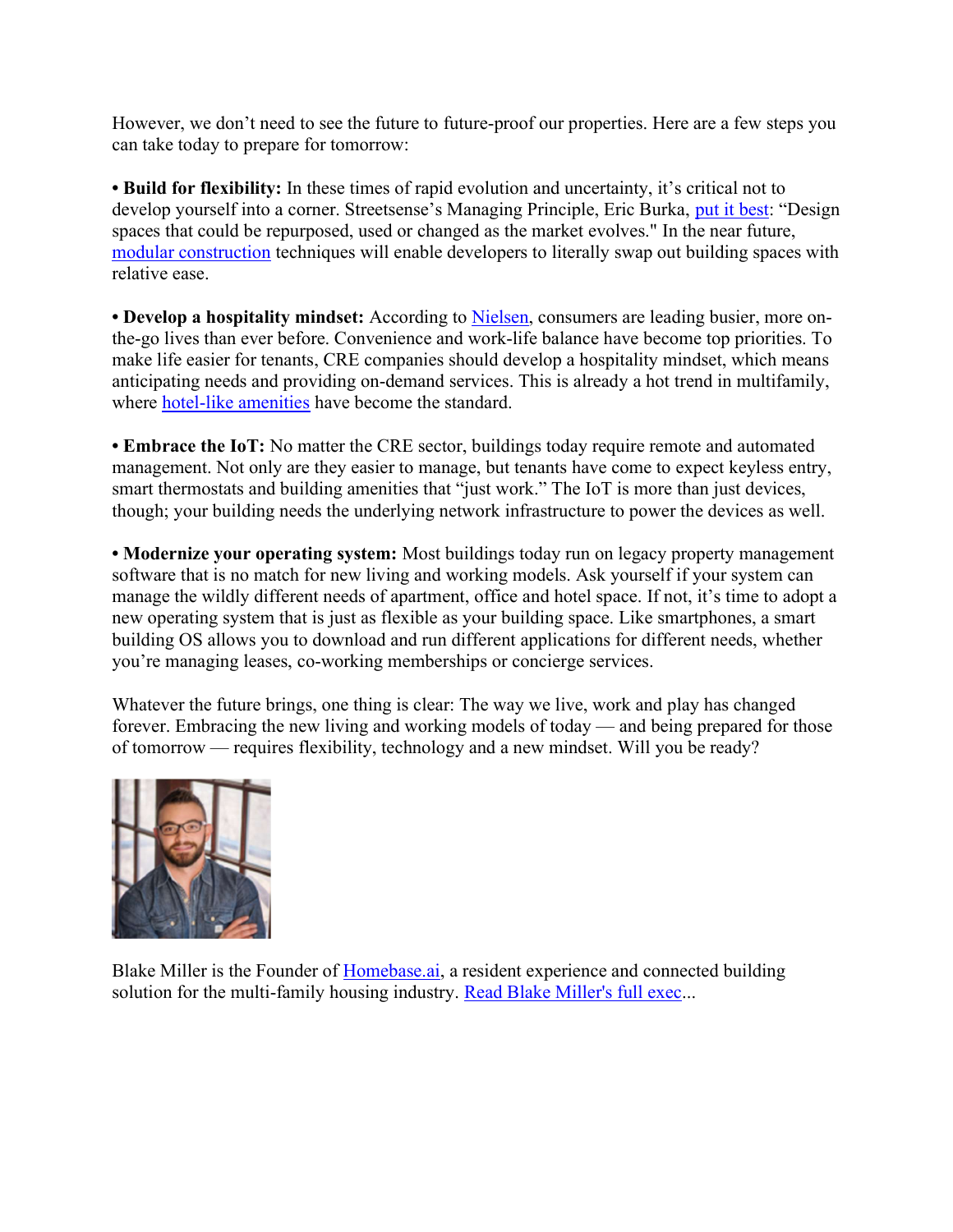However, we don't need to see the future to future-proof our properties. Here are a few steps you can take today to prepare for tomorrow:

• **Build for flexibility:** In these times of rapid evolution and uncertainty, it's critical not to develop yourself into a corner. Streetsense's Managing Principle, Eric Burka, put it best: "Design spaces that could be repurposed, used or changed as the market evolves." In the near future, modular construction techniques will enable developers to literally swap out building spaces with relative ease.

• **Develop a hospitality mindset:** According to Nielsen, consumers are leading busier, more on-the-go lives than ever before. Convenience and work-life balance have become top priorities. To make life easier for tenants, CRE companies should develop a hospitality mindset, which means anticipating needs and providing on-demand services. This is already a hot trend in multifamily, where hotel-like amenities have become the standard.

• **Embrace the IoT:** No matter the CRE sector, buildings today require remote and automated management. Not only are they easier to manage, but tenants have come to expect keyless entry, smart thermostats and building amenities that "just work." The IoT is more than just devices, though; your building needs the underlying network infrastructure to power the devices as well.

• **Modernize your operating system:** Most buildings today run on legacy property management software that is no match for new living and working models. Ask yourself if your system can manage the wildly different needs of apartment, office and hotel space. If not, it's time to adopt a new operating system that is just as flexible as your building space. Like smartphones, a smart building OS allows you to download and run different applications for different needs, whether you're managing leases, co-working memberships or concierge services.

Whatever the future brings, one thing is clear: The way we live, work and play has changed forever. Embracing the new living and working models of today — and being prepared for those of tomorrow — requires flexibility, technology and a new mindset. Will you be ready?

Blake Miller is the Founder of Homebase.ai, a resident experience and connected building solution for the multi-family housing industry. Read Blake Miller's full exec...